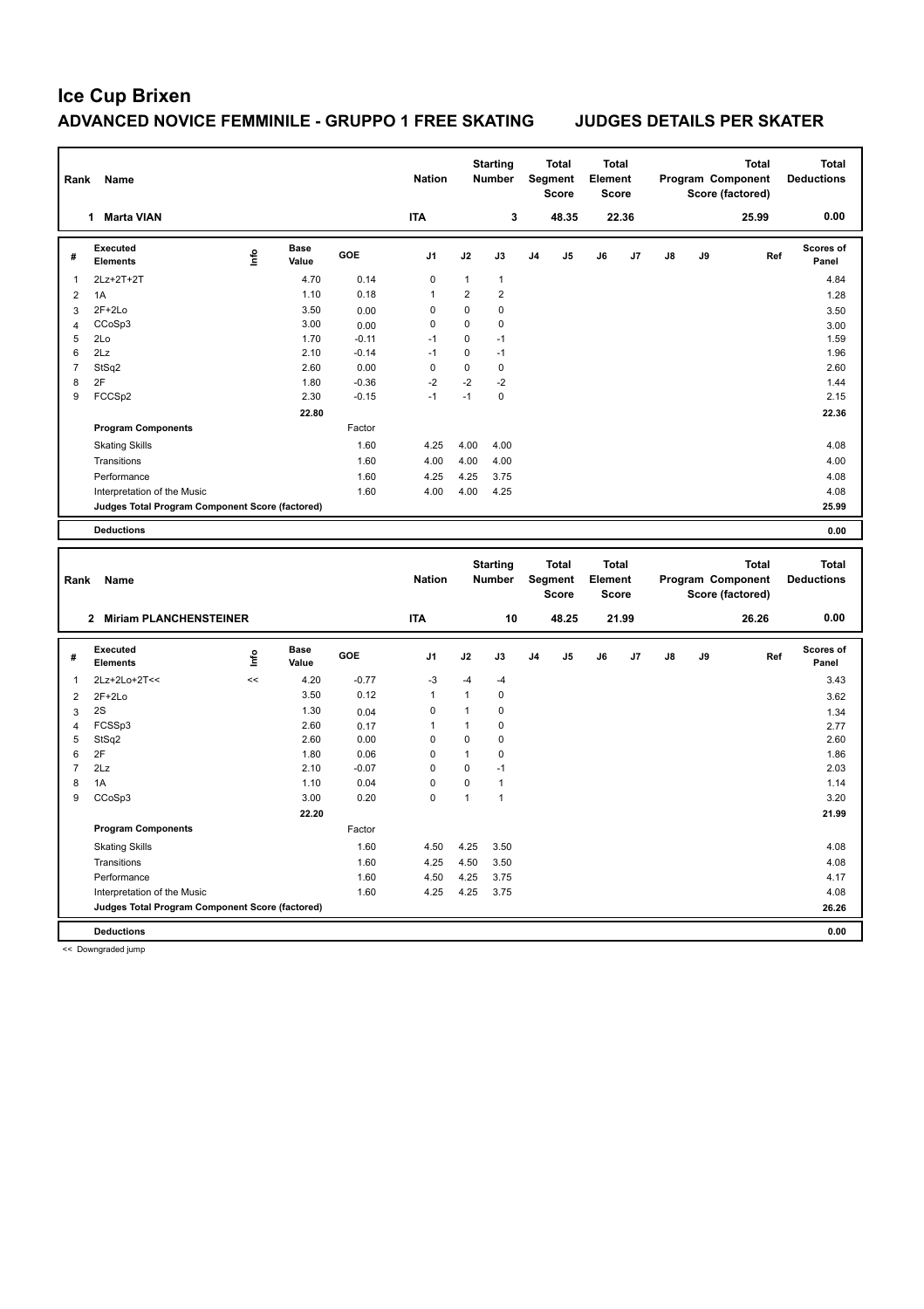# Ice Cup Brixen

## ADVANCED NOVICE FEMMINILE - GRUPPO 1 FREE SKATING — JUDGES DETAILS PER SKATER

| Rank | Name | Nation | Starting Number | Total Segment Score | Total Element Score | Total Program Component Score (factored) | Total Deductions |
|---|---|---|---|---|---|---|---|
| 1 | Marta VIAN | ITA | 3 | 48.35 | 22.36 | 25.99 | 0.00 |

| # | Executed Elements | Info | Base Value | GOE | J1 | J2 | J3 | J4 | J5 | J6 | J7 | J8 | J9 | Ref | Scores of Panel |
|---|---|---|---|---|---|---|---|---|---|---|---|---|---|---|---|
| 1 | 2Lz+2T+2T | | 4.70 | 0.14 | 0 | 1 | 1 | | | | | | | | 4.84 |
| 2 | 1A | | 1.10 | 0.18 | 1 | 2 | 2 | | | | | | | | 1.28 |
| 3 | 2F+2Lo | | 3.50 | 0.00 | 0 | 0 | 0 | | | | | | | | 3.50 |
| 4 | CCoSp3 | | 3.00 | 0.00 | 0 | 0 | 0 | | | | | | | | 3.00 |
| 5 | 2Lo | | 1.70 | -0.11 | -1 | 0 | -1 | | | | | | | | 1.59 |
| 6 | 2Lz | | 2.10 | -0.14 | -1 | 0 | -1 | | | | | | | | 1.96 |
| 7 | StSq2 | | 2.60 | 0.00 | 0 | 0 | 0 | | | | | | | | 2.60 |
| 8 | 2F | | 1.80 | -0.36 | -2 | -2 | -2 | | | | | | | | 1.44 |
| 9 | FCCSp2 | | 2.30 | -0.15 | -1 | -1 | 0 | | | | | | | | 2.15 |
| | | | 22.80 | | | | | | | | | | | | 22.36 |
| | **Program Components** | | | Factor | | | | | | | | | | | |
| | Skating Skills | | | 1.60 | 4.25 | 4.00 | 4.00 | | | | | | | | 4.08 |
| | Transitions | | | 1.60 | 4.00 | 4.00 | 4.00 | | | | | | | | 4.00 |
| | Performance | | | 1.60 | 4.25 | 4.25 | 3.75 | | | | | | | | 4.08 |
| | Interpretation of the Music | | | 1.60 | 4.00 | 4.00 | 4.25 | | | | | | | | 4.08 |
| | **Judges Total Program Component Score (factored)** | | | | | | | | | | | | | | 25.99 |
| | **Deductions** | | | | | | | | | | | | | | 0.00 |

| Rank | Name | Nation | Starting Number | Total Segment Score | Total Element Score | Total Program Component Score (factored) | Total Deductions |
|---|---|---|---|---|---|---|---|
| 2 | Miriam PLANCHENSTEINER | ITA | 10 | 48.25 | 21.99 | 26.26 | 0.00 |

| # | Executed Elements | Info | Base Value | GOE | J1 | J2 | J3 | J4 | J5 | J6 | J7 | J8 | J9 | Ref | Scores of Panel |
|---|---|---|---|---|---|---|---|---|---|---|---|---|---|---|---|
| 1 | 2Lz+2Lo+2T<< | << | 4.20 | -0.77 | -3 | -4 | -4 | | | | | | | | 3.43 |
| 2 | 2F+2Lo | | 3.50 | 0.12 | 1 | 1 | 0 | | | | | | | | 3.62 |
| 3 | 2S | | 1.30 | 0.04 | 0 | 1 | 0 | | | | | | | | 1.34 |
| 4 | FCSSp3 | | 2.60 | 0.17 | 1 | 1 | 0 | | | | | | | | 2.77 |
| 5 | StSq2 | | 2.60 | 0.00 | 0 | 0 | 0 | | | | | | | | 2.60 |
| 6 | 2F | | 1.80 | 0.06 | 0 | 1 | 0 | | | | | | | | 1.86 |
| 7 | 2Lz | | 2.10 | -0.07 | 0 | 0 | -1 | | | | | | | | 2.03 |
| 8 | 1A | | 1.10 | 0.04 | 0 | 0 | 1 | | | | | | | | 1.14 |
| 9 | CCoSp3 | | 3.00 | 0.20 | 0 | 1 | 1 | | | | | | | | 3.20 |
| | | | 22.20 | | | | | | | | | | | | 21.99 |
| | **Program Components** | | | Factor | | | | | | | | | | | |
| | Skating Skills | | | 1.60 | 4.50 | 4.25 | 3.50 | | | | | | | | 4.08 |
| | Transitions | | | 1.60 | 4.25 | 4.50 | 3.50 | | | | | | | | 4.08 |
| | Performance | | | 1.60 | 4.50 | 4.25 | 3.75 | | | | | | | | 4.17 |
| | Interpretation of the Music | | | 1.60 | 4.25 | 4.25 | 3.75 | | | | | | | | 4.08 |
| | **Judges Total Program Component Score (factored)** | | | | | | | | | | | | | | 26.26 |
| | **Deductions** | | | | | | | | | | | | | | 0.00 |

<< Downgraded jump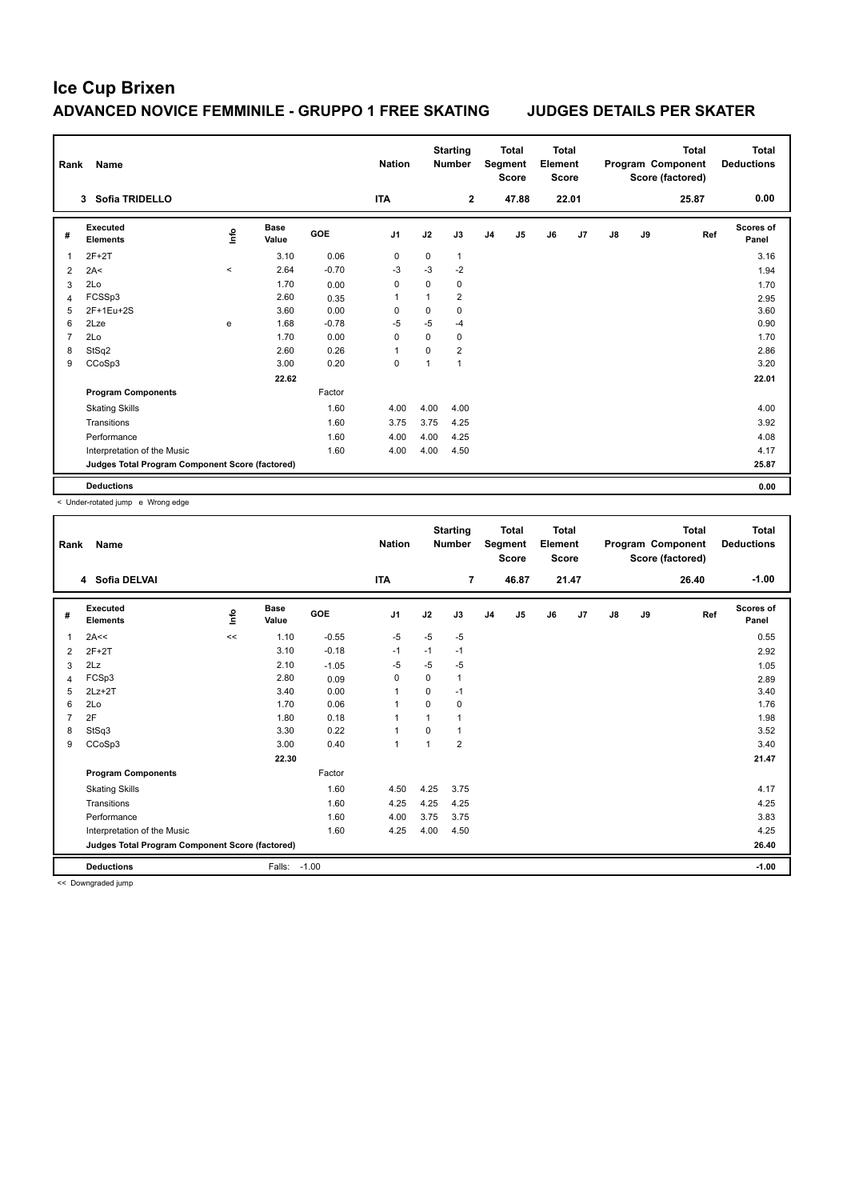# Ice Cup Brixen

## ADVANCED NOVICE FEMMINILE - GRUPPO 1 FREE SKATING — JUDGES DETAILS PER SKATER

| Rank | Name | Nation | Starting Number | Total Segment Score | Total Element Score | Total Program Component Score (factored) | Total Deductions |
|---|---|---|---|---|---|---|---|
| 3 | Sofia TRIDELLO | ITA | 2 | 47.88 | 22.01 | 25.87 | 0.00 |

| # | Executed Elements | Info | Base Value | GOE | J1 | J2 | J3 | J4 | J5 | J6 | J7 | J8 | J9 | Ref | Scores of Panel |
|---|---|---|---|---|---|---|---|---|---|---|---|---|---|---|---|
| 1 | 2F+2T | | 3.10 | 0.06 | 0 | 0 | 1 | | | | | | | | 3.16 |
| 2 | 2A< | < | 2.64 | -0.70 | -3 | -3 | -2 | | | | | | | | 1.94 |
| 3 | 2Lo | | 1.70 | 0.00 | 0 | 0 | 0 | | | | | | | | 1.70 |
| 4 | FCSSp3 | | 2.60 | 0.35 | 1 | 1 | 2 | | | | | | | | 2.95 |
| 5 | 2F+1Eu+2S | | 3.60 | 0.00 | 0 | 0 | 0 | | | | | | | | 3.60 |
| 6 | 2Lze | e | 1.68 | -0.78 | -5 | -5 | -4 | | | | | | | | 0.90 |
| 7 | 2Lo | | 1.70 | 0.00 | 0 | 0 | 0 | | | | | | | | 1.70 |
| 8 | StSq2 | | 2.60 | 0.26 | 1 | 0 | 2 | | | | | | | | 2.86 |
| 9 | CCoSp3 | | 3.00 | 0.20 | 0 | 1 | 1 | | | | | | | | 3.20 |
| | | | 22.62 | | | | | | | | | | | | 22.01 |
| | **Program Components** | | | Factor | | | | | | | | | | | |
| | Skating Skills | | | 1.60 | 4.00 | 4.00 | 4.00 | | | | | | | | 4.00 |
| | Transitions | | | 1.60 | 3.75 | 3.75 | 4.25 | | | | | | | | 3.92 |
| | Performance | | | 1.60 | 4.00 | 4.00 | 4.25 | | | | | | | | 4.08 |
| | Interpretation of the Music | | | 1.60 | 4.00 | 4.00 | 4.50 | | | | | | | | 4.17 |
| | **Judges Total Program Component Score (factored)** | | | | | | | | | | | | | | 25.87 |
| | **Deductions** | | | | | | | | | | | | | | 0.00 |

< Under-rotated jump e Wrong edge

| Rank | Name | Nation | Starting Number | Total Segment Score | Total Element Score | Total Program Component Score (factored) | Total Deductions |
|---|---|---|---|---|---|---|---|
| 4 | Sofia DELVAI | ITA | 7 | 46.87 | 21.47 | 26.40 | -1.00 |

| # | Executed Elements | Info | Base Value | GOE | J1 | J2 | J3 | J4 | J5 | J6 | J7 | J8 | J9 | Ref | Scores of Panel |
|---|---|---|---|---|---|---|---|---|---|---|---|---|---|---|---|
| 1 | 2A<< | << | 1.10 | -0.55 | -5 | -5 | -5 | | | | | | | | 0.55 |
| 2 | 2F+2T | | 3.10 | -0.18 | -1 | -1 | -1 | | | | | | | | 2.92 |
| 3 | 2Lz | | 2.10 | -1.05 | -5 | -5 | -5 | | | | | | | | 1.05 |
| 4 | FCSp3 | | 2.80 | 0.09 | 0 | 0 | 1 | | | | | | | | 2.89 |
| 5 | 2Lz+2T | | 3.40 | 0.00 | 1 | 0 | -1 | | | | | | | | 3.40 |
| 6 | 2Lo | | 1.70 | 0.06 | 1 | 0 | 0 | | | | | | | | 1.76 |
| 7 | 2F | | 1.80 | 0.18 | 1 | 1 | 1 | | | | | | | | 1.98 |
| 8 | StSq3 | | 3.30 | 0.22 | 1 | 0 | 1 | | | | | | | | 3.52 |
| 9 | CCoSp3 | | 3.00 | 0.40 | 1 | 1 | 2 | | | | | | | | 3.40 |
| | | | 22.30 | | | | | | | | | | | | 21.47 |
| | **Program Components** | | | Factor | | | | | | | | | | | |
| | Skating Skills | | | 1.60 | 4.50 | 4.25 | 3.75 | | | | | | | | 4.17 |
| | Transitions | | | 1.60 | 4.25 | 4.25 | 4.25 | | | | | | | | 4.25 |
| | Performance | | | 1.60 | 4.00 | 3.75 | 3.75 | | | | | | | | 3.83 |
| | Interpretation of the Music | | | 1.60 | 4.25 | 4.00 | 4.50 | | | | | | | | 4.25 |
| | **Judges Total Program Component Score (factored)** | | | | | | | | | | | | | | 26.40 |
| | **Deductions** | | Falls: | -1.00 | | | | | | | | | | | -1.00 |

<< Downgraded jump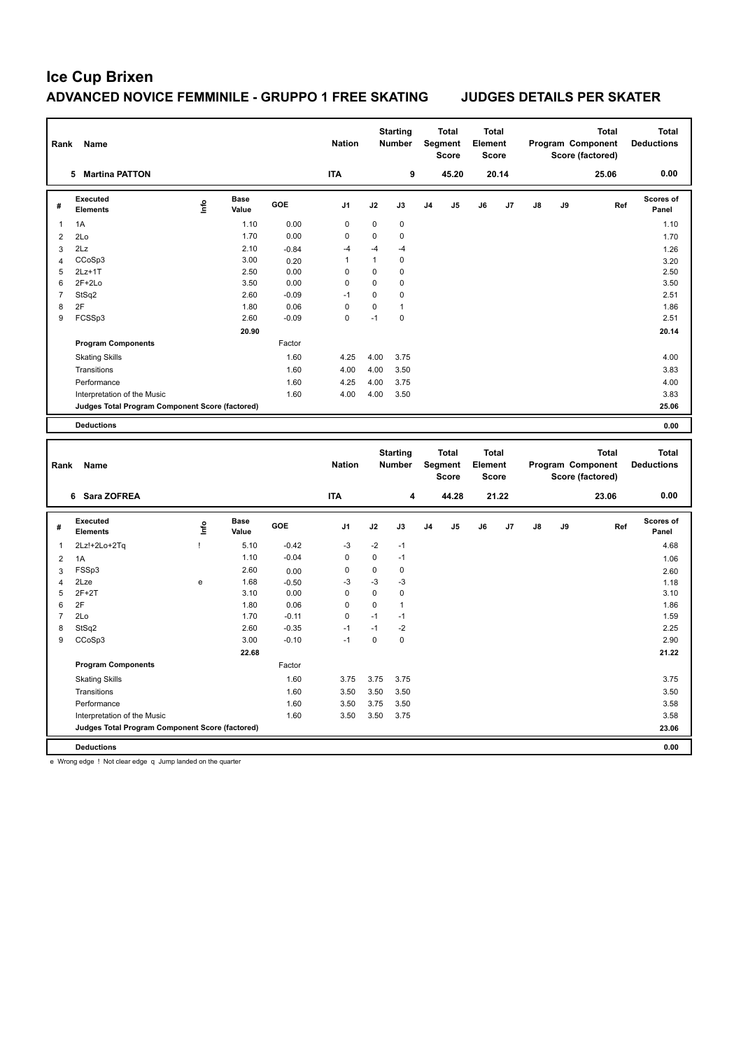# Ice Cup Brixen

## ADVANCED NOVICE FEMMINILE - GRUPPO 1 FREE SKATING — JUDGES DETAILS PER SKATER

| Rank | Name | Nation | Starting Number | Total Segment Score | Total Element Score | Total Program Component Score (factored) | Total Deductions |
|---|---|---|---|---|---|---|---|
| 5 | Martina PATTON | ITA | 9 | 45.20 | 20.14 | 25.06 | 0.00 |

| # | Executed Elements | Info | Base Value | GOE | J1 | J2 | J3 | J4 | J5 | J6 | J7 | J8 | J9 | Ref | Scores of Panel |
|---|---|---|---|---|---|---|---|---|---|---|---|---|---|---|---|
| 1 | 1A | | 1.10 | 0.00 | 0 | 0 | 0 | | | | | | | | 1.10 |
| 2 | 2Lo | | 1.70 | 0.00 | 0 | 0 | 0 | | | | | | | | 1.70 |
| 3 | 2Lz | | 2.10 | -0.84 | -4 | -4 | -4 | | | | | | | | 1.26 |
| 4 | CCoSp3 | | 3.00 | 0.20 | 1 | 1 | 0 | | | | | | | | 3.20 |
| 5 | 2Lz+1T | | 2.50 | 0.00 | 0 | 0 | 0 | | | | | | | | 2.50 |
| 6 | 2F+2Lo | | 3.50 | 0.00 | 0 | 0 | 0 | | | | | | | | 3.50 |
| 7 | StSq2 | | 2.60 | -0.09 | -1 | 0 | 0 | | | | | | | | 2.51 |
| 8 | 2F | | 1.80 | 0.06 | 0 | 0 | 1 | | | | | | | | 1.86 |
| 9 | FCSSp3 | | 2.60 | -0.09 | 0 | -1 | 0 | | | | | | | | 2.51 |
| | | | 20.90 | | | | | | | | | | | | 20.14 |
| | **Program Components** | | | Factor | | | | | | | | | | | |
| | Skating Skills | | | 1.60 | 4.25 | 4.00 | 3.75 | | | | | | | | 4.00 |
| | Transitions | | | 1.60 | 4.00 | 4.00 | 3.50 | | | | | | | | 3.83 |
| | Performance | | | 1.60 | 4.25 | 4.00 | 3.75 | | | | | | | | 4.00 |
| | Interpretation of the Music | | | 1.60 | 4.00 | 4.00 | 3.50 | | | | | | | | 3.83 |
| | **Judges Total Program Component Score (factored)** | | | | | | | | | | | | | | 25.06 |
| | **Deductions** | | | | | | | | | | | | | | 0.00 |

| Rank | Name | Nation | Starting Number | Total Segment Score | Total Element Score | Total Program Component Score (factored) | Total Deductions |
|---|---|---|---|---|---|---|---|
| 6 | Sara ZOFREA | ITA | 4 | 44.28 | 21.22 | 23.06 | 0.00 |

| # | Executed Elements | Info | Base Value | GOE | J1 | J2 | J3 | J4 | J5 | J6 | J7 | J8 | J9 | Ref | Scores of Panel |
|---|---|---|---|---|---|---|---|---|---|---|---|---|---|---|---|
| 1 | 2Lz!+2Lo+2Tq | ! | 5.10 | -0.42 | -3 | -2 | -1 | | | | | | | | 4.68 |
| 2 | 1A | | 1.10 | -0.04 | 0 | 0 | -1 | | | | | | | | 1.06 |
| 3 | FSSp3 | | 2.60 | 0.00 | 0 | 0 | 0 | | | | | | | | 2.60 |
| 4 | 2Lze | e | 1.68 | -0.50 | -3 | -3 | -3 | | | | | | | | 1.18 |
| 5 | 2F+2T | | 3.10 | 0.00 | 0 | 0 | 0 | | | | | | | | 3.10 |
| 6 | 2F | | 1.80 | 0.06 | 0 | 0 | 1 | | | | | | | | 1.86 |
| 7 | 2Lo | | 1.70 | -0.11 | 0 | -1 | -1 | | | | | | | | 1.59 |
| 8 | StSq2 | | 2.60 | -0.35 | -1 | -1 | -2 | | | | | | | | 2.25 |
| 9 | CCoSp3 | | 3.00 | -0.10 | -1 | 0 | 0 | | | | | | | | 2.90 |
| | | | 22.68 | | | | | | | | | | | | 21.22 |
| | **Program Components** | | | Factor | | | | | | | | | | | |
| | Skating Skills | | | 1.60 | 3.75 | 3.75 | 3.75 | | | | | | | | 3.75 |
| | Transitions | | | 1.60 | 3.50 | 3.50 | 3.50 | | | | | | | | 3.50 |
| | Performance | | | 1.60 | 3.50 | 3.75 | 3.50 | | | | | | | | 3.58 |
| | Interpretation of the Music | | | 1.60 | 3.50 | 3.50 | 3.75 | | | | | | | | 3.58 |
| | **Judges Total Program Component Score (factored)** | | | | | | | | | | | | | | 23.06 |
| | **Deductions** | | | | | | | | | | | | | | 0.00 |

e Wrong edge ! Not clear edge q Jump landed on the quarter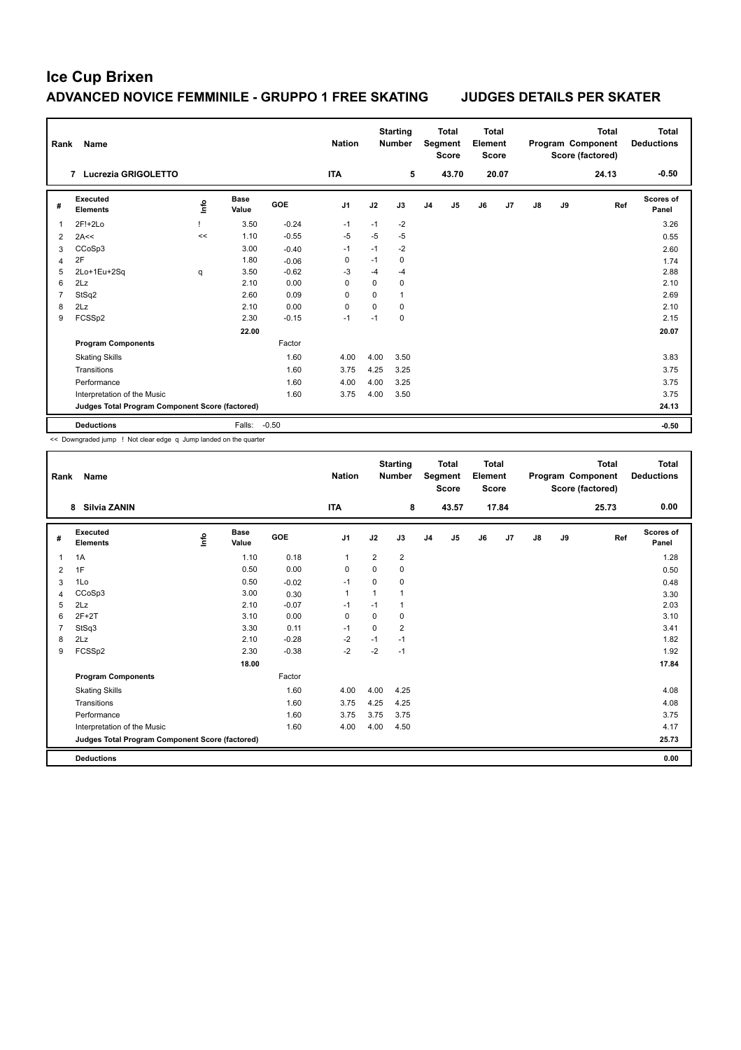# Ice Cup Brixen

## ADVANCED NOVICE FEMMINILE - GRUPPO 1 FREE SKATING — JUDGES DETAILS PER SKATER

| Rank | Name | Nation | Starting Number | Total Segment Score | Total Element Score | Total Program Component Score (factored) | Total Deductions |
|---|---|---|---|---|---|---|---|
| 7 | Lucrezia GRIGOLETTO | ITA | 5 | 43.70 | 20.07 | 24.13 | -0.50 |

| # | Executed Elements | Info | Base Value | GOE | J1 | J2 | J3 | J4 | J5 | J6 | J7 | J8 | J9 | Ref | Scores of Panel |
|---|---|---|---|---|---|---|---|---|---|---|---|---|---|---|---|
| 1 | 2F!+2Lo | ! | 3.50 | -0.24 | -1 | -1 | -2 | | | | | | | | 3.26 |
| 2 | 2A<< | << | 1.10 | -0.55 | -5 | -5 | -5 | | | | | | | | 0.55 |
| 3 | CCoSp3 | | 3.00 | -0.40 | -1 | -1 | -2 | | | | | | | | 2.60 |
| 4 | 2F | | 1.80 | -0.06 | 0 | -1 | 0 | | | | | | | | 1.74 |
| 5 | 2Lo+1Eu+2Sq | q | 3.50 | -0.62 | -3 | -4 | -4 | | | | | | | | 2.88 |
| 6 | 2Lz | | 2.10 | 0.00 | 0 | 0 | 0 | | | | | | | | 2.10 |
| 7 | StSq2 | | 2.60 | 0.09 | 0 | 0 | 1 | | | | | | | | 2.69 |
| 8 | 2Lz | | 2.10 | 0.00 | 0 | 0 | 0 | | | | | | | | 2.10 |
| 9 | FCSSp2 | | 2.30 | -0.15 | -1 | -1 | 0 | | | | | | | | 2.15 |
| | | | 22.00 | | | | | | | | | | | | 20.07 |
| | **Program Components** | | | Factor | | | | | | | | | | | |
| | Skating Skills | | | 1.60 | 4.00 | 4.00 | 3.50 | | | | | | | | 3.83 |
| | Transitions | | | 1.60 | 3.75 | 4.25 | 3.25 | | | | | | | | 3.75 |
| | Performance | | | 1.60 | 4.00 | 4.00 | 3.25 | | | | | | | | 3.75 |
| | Interpretation of the Music | | | 1.60 | 3.75 | 4.00 | 3.50 | | | | | | | | 3.75 |
| | **Judges Total Program Component Score (factored)** | | | | | | | | | | | | | | 24.13 |
| | **Deductions** | | Falls: | -0.50 | | | | | | | | | | | -0.50 |

<< Downgraded jump ! Not clear edge q Jump landed on the quarter

| Rank | Name | Nation | Starting Number | Total Segment Score | Total Element Score | Total Program Component Score (factored) | Total Deductions |
|---|---|---|---|---|---|---|---|
| 8 | Silvia ZANIN | ITA | 8 | 43.57 | 17.84 | 25.73 | 0.00 |

| # | Executed Elements | Info | Base Value | GOE | J1 | J2 | J3 | J4 | J5 | J6 | J7 | J8 | J9 | Ref | Scores of Panel |
|---|---|---|---|---|---|---|---|---|---|---|---|---|---|---|---|
| 1 | 1A | | 1.10 | 0.18 | 1 | 2 | 2 | | | | | | | | 1.28 |
| 2 | 1F | | 0.50 | 0.00 | 0 | 0 | 0 | | | | | | | | 0.50 |
| 3 | 1Lo | | 0.50 | -0.02 | -1 | 0 | 0 | | | | | | | | 0.48 |
| 4 | CCoSp3 | | 3.00 | 0.30 | 1 | 1 | 1 | | | | | | | | 3.30 |
| 5 | 2Lz | | 2.10 | -0.07 | -1 | -1 | 1 | | | | | | | | 2.03 |
| 6 | 2F+2T | | 3.10 | 0.00 | 0 | 0 | 0 | | | | | | | | 3.10 |
| 7 | StSq3 | | 3.30 | 0.11 | -1 | 0 | 2 | | | | | | | | 3.41 |
| 8 | 2Lz | | 2.10 | -0.28 | -2 | -1 | -1 | | | | | | | | 1.82 |
| 9 | FCSSp2 | | 2.30 | -0.38 | -2 | -2 | -1 | | | | | | | | 1.92 |
| | | | 18.00 | | | | | | | | | | | | 17.84 |
| | **Program Components** | | | Factor | | | | | | | | | | | |
| | Skating Skills | | | 1.60 | 4.00 | 4.00 | 4.25 | | | | | | | | 4.08 |
| | Transitions | | | 1.60 | 3.75 | 4.25 | 4.25 | | | | | | | | 4.08 |
| | Performance | | | 1.60 | 3.75 | 3.75 | 3.75 | | | | | | | | 3.75 |
| | Interpretation of the Music | | | 1.60 | 4.00 | 4.00 | 4.50 | | | | | | | | 4.17 |
| | **Judges Total Program Component Score (factored)** | | | | | | | | | | | | | | 25.73 |
| | **Deductions** | | | | | | | | | | | | | | 0.00 |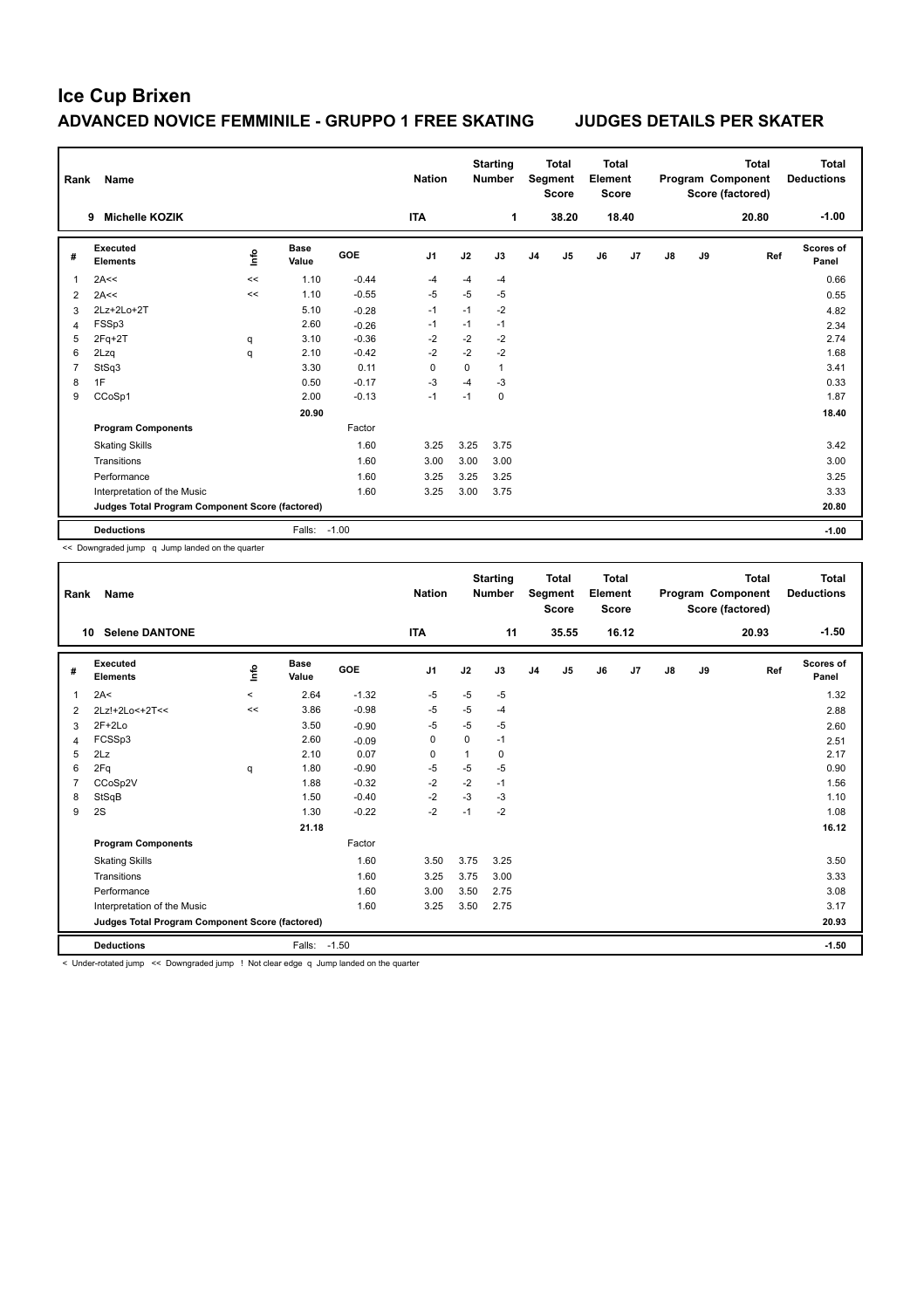# Ice Cup Brixen

## ADVANCED NOVICE FEMMINILE - GRUPPO 1 FREE SKATING — JUDGES DETAILS PER SKATER

| Rank | Name | Nation | Starting Number | Total Segment Score | Total Element Score | Total Program Component Score (factored) | Total Deductions |
|---|---|---|---|---|---|---|---|
| 9 | Michelle KOZIK | ITA | 1 | 38.20 | 18.40 | 20.80 | -1.00 |

| # | Executed Elements | Info | Base Value | GOE | J1 | J2 | J3 | J4 | J5 | J6 | J7 | J8 | J9 | Ref | Scores of Panel |
|---|---|---|---|---|---|---|---|---|---|---|---|---|---|---|---|
| 1 | 2A<< | << | 1.10 | -0.44 | -4 | -4 | -4 | | | | | | | | 0.66 |
| 2 | 2A<< | << | 1.10 | -0.55 | -5 | -5 | -5 | | | | | | | | 0.55 |
| 3 | 2Lz+2Lo+2T | | 5.10 | -0.28 | -1 | -1 | -2 | | | | | | | | 4.82 |
| 4 | FSSp3 | | 2.60 | -0.26 | -1 | -1 | -1 | | | | | | | | 2.34 |
| 5 | 2Fq+2T | q | 3.10 | -0.36 | -2 | -2 | -2 | | | | | | | | 2.74 |
| 6 | 2Lzq | q | 2.10 | -0.42 | -2 | -2 | -2 | | | | | | | | 1.68 |
| 7 | StSq3 | | 3.30 | 0.11 | 0 | 0 | 1 | | | | | | | | 3.41 |
| 8 | 1F | | 0.50 | -0.17 | -3 | -4 | -3 | | | | | | | | 0.33 |
| 9 | CCoSp1 | | 2.00 | -0.13 | -1 | -1 | 0 | | | | | | | | 1.87 |
| | | | 20.90 | | | | | | | | | | | | 18.40 |
| | **Program Components** | | | Factor | | | | | | | | | | | |
| | Skating Skills | | | 1.60 | 3.25 | 3.25 | 3.75 | | | | | | | | 3.42 |
| | Transitions | | | 1.60 | 3.00 | 3.00 | 3.00 | | | | | | | | 3.00 |
| | Performance | | | 1.60 | 3.25 | 3.25 | 3.25 | | | | | | | | 3.25 |
| | Interpretation of the Music | | | 1.60 | 3.25 | 3.00 | 3.75 | | | | | | | | 3.33 |
| | **Judges Total Program Component Score (factored)** | | | | | | | | | | | | | | 20.80 |
| | **Deductions** | | Falls: | -1.00 | | | | | | | | | | | -1.00 |

<< Downgraded jump q Jump landed on the quarter

| Rank | Name | Nation | Starting Number | Total Segment Score | Total Element Score | Total Program Component Score (factored) | Total Deductions |
|---|---|---|---|---|---|---|---|
| 10 | Selene DANTONE | ITA | 11 | 35.55 | 16.12 | 20.93 | -1.50 |

| # | Executed Elements | Info | Base Value | GOE | J1 | J2 | J3 | J4 | J5 | J6 | J7 | J8 | J9 | Ref | Scores of Panel |
|---|---|---|---|---|---|---|---|---|---|---|---|---|---|---|---|
| 1 | 2A< | < | 2.64 | -1.32 | -5 | -5 | -5 | | | | | | | | 1.32 |
| 2 | 2Lz!+2Lo<+2T<< | << | 3.86 | -0.98 | -5 | -5 | -4 | | | | | | | | 2.88 |
| 3 | 2F+2Lo | | 3.50 | -0.90 | -5 | -5 | -5 | | | | | | | | 2.60 |
| 4 | FCSSp3 | | 2.60 | -0.09 | 0 | 0 | -1 | | | | | | | | 2.51 |
| 5 | 2Lz | | 2.10 | 0.07 | 0 | 1 | 0 | | | | | | | | 2.17 |
| 6 | 2Fq | q | 1.80 | -0.90 | -5 | -5 | -5 | | | | | | | | 0.90 |
| 7 | CCoSp2V | | 1.88 | -0.32 | -2 | -2 | -1 | | | | | | | | 1.56 |
| 8 | StSqB | | 1.50 | -0.40 | -2 | -3 | -3 | | | | | | | | 1.10 |
| 9 | 2S | | 1.30 | -0.22 | -2 | -1 | -2 | | | | | | | | 1.08 |
| | | | 21.18 | | | | | | | | | | | | 16.12 |
| | **Program Components** | | | Factor | | | | | | | | | | | |
| | Skating Skills | | | 1.60 | 3.50 | 3.75 | 3.25 | | | | | | | | 3.50 |
| | Transitions | | | 1.60 | 3.25 | 3.75 | 3.00 | | | | | | | | 3.33 |
| | Performance | | | 1.60 | 3.00 | 3.50 | 2.75 | | | | | | | | 3.08 |
| | Interpretation of the Music | | | 1.60 | 3.25 | 3.50 | 2.75 | | | | | | | | 3.17 |
| | **Judges Total Program Component Score (factored)** | | | | | | | | | | | | | | 20.93 |
| | **Deductions** | | Falls: | -1.50 | | | | | | | | | | | -1.50 |

< Under-rotated jump << Downgraded jump ! Not clear edge q Jump landed on the quarter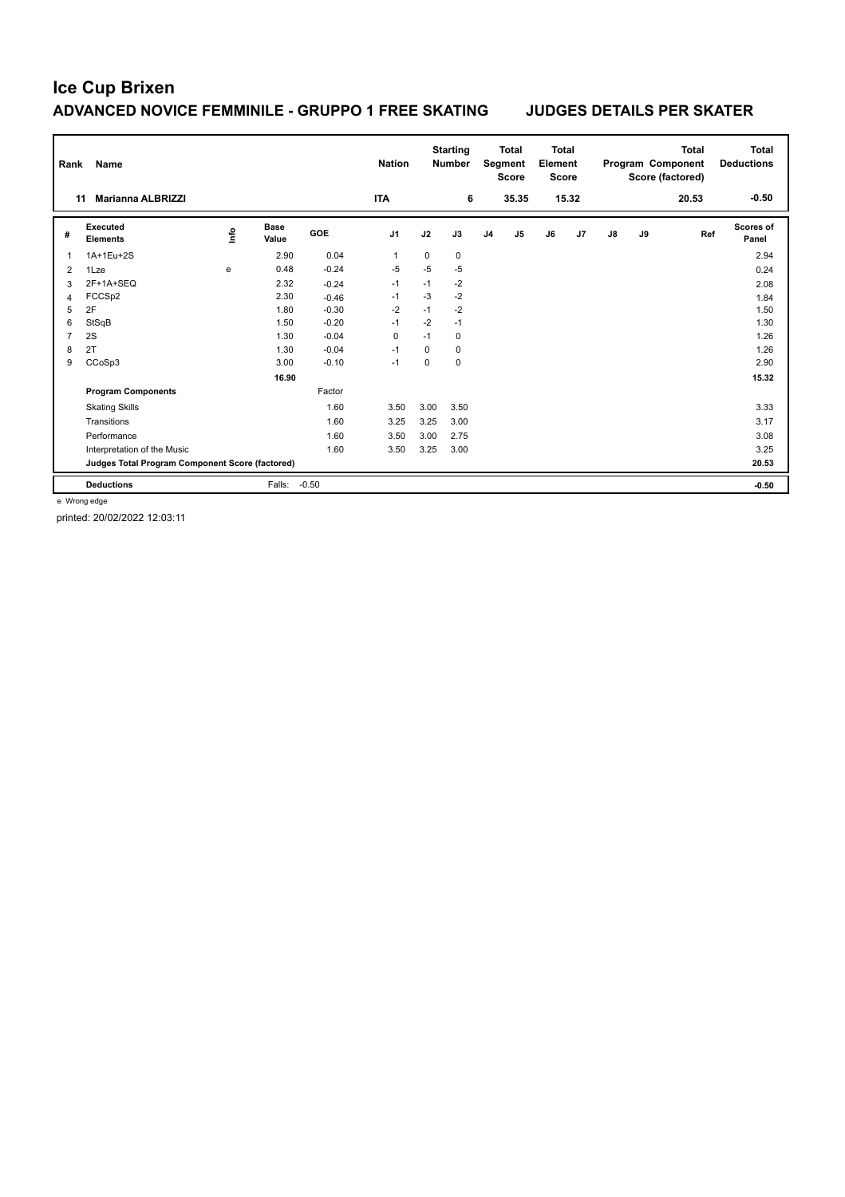# Ice Cup Brixen

## ADVANCED NOVICE FEMMINILE - GRUPPO 1 FREE SKATING JUDGES DETAILS PER SKATER

| Rank | Name | Nation | Starting Number | Total Segment Score | Total Element Score | Total Program Component Score (factored) | Total Deductions |
|---|---|---|---|---|---|---|---|
| 11 | Marianna ALBRIZZI | ITA | 6 | 35.35 | 15.32 | 20.53 | -0.50 |

| # | Executed Elements | Info | Base Value | GOE | J1 | J2 | J3 | J4 | J5 | J6 | J7 | J8 | J9 | Ref | Scores of Panel |
|---|---|---|---|---|---|---|---|---|---|---|---|---|---|---|---|
| 1 | 1A+1Eu+2S | | 2.90 | 0.04 | 1 | 0 | 0 | | | | | | | | 2.94 |
| 2 | 1Lze | e | 0.48 | -0.24 | -5 | -5 | -5 | | | | | | | | 0.24 |
| 3 | 2F+1A+SEQ | | 2.32 | -0.24 | -1 | -1 | -2 | | | | | | | | 2.08 |
| 4 | FCCSp2 | | 2.30 | -0.46 | -1 | -3 | -2 | | | | | | | | 1.84 |
| 5 | 2F | | 1.80 | -0.30 | -2 | -1 | -2 | | | | | | | | 1.50 |
| 6 | StSqB | | 1.50 | -0.20 | -1 | -2 | -1 | | | | | | | | 1.30 |
| 7 | 2S | | 1.30 | -0.04 | 0 | -1 | 0 | | | | | | | | 1.26 |
| 8 | 2T | | 1.30 | -0.04 | -1 | 0 | 0 | | | | | | | | 1.26 |
| 9 | CCoSp3 | | 3.00 | -0.10 | -1 | 0 | 0 | | | | | | | | 2.90 |
| | | | 16.90 | | | | | | | | | | | | 15.32 |
| | **Program Components** | | | Factor | | | | | | | | | | | |
| | Skating Skills | | | 1.60 | 3.50 | 3.00 | 3.50 | | | | | | | | 3.33 |
| | Transitions | | | 1.60 | 3.25 | 3.25 | 3.00 | | | | | | | | 3.17 |
| | Performance | | | 1.60 | 3.50 | 3.00 | 2.75 | | | | | | | | 3.08 |
| | Interpretation of the Music | | | 1.60 | 3.50 | 3.25 | 3.00 | | | | | | | | 3.25 |
| | **Judges Total Program Component Score (factored)** | | | | | | | | | | | | | | 20.53 |
| | **Deductions** | | Falls: | -0.50 | | | | | | | | | | | -0.50 |

e Wrong edge

printed: 20/02/2022 12:03:11